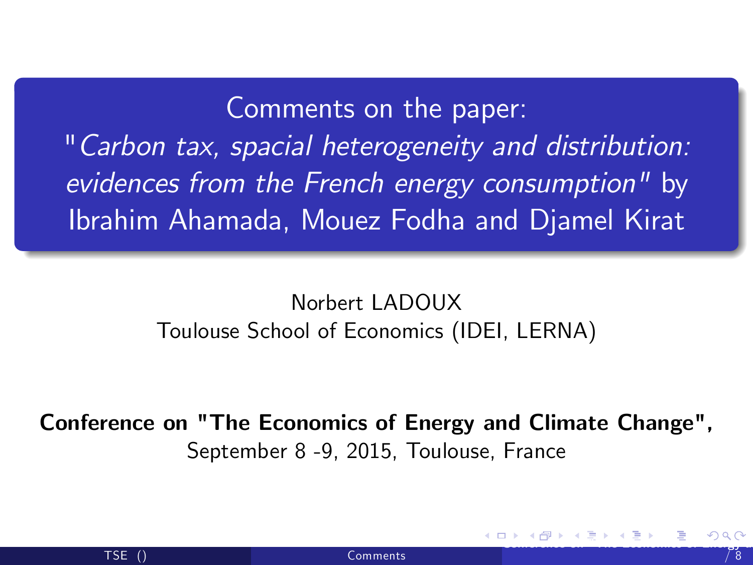# Comments on the paper: "*Carbon tax, spacial heterogeneity and distribution: evidences from the French energy consumption*" by Ibrahim Ahamada, Mouez Fodha and Djamel Kirat

Norbert LADOUX
Toulouse School of Economics (IDEI, LERNA)

**Conference on "The Economics of Energy and Climate Change",**
September 8 -9, 2015, Toulouse, France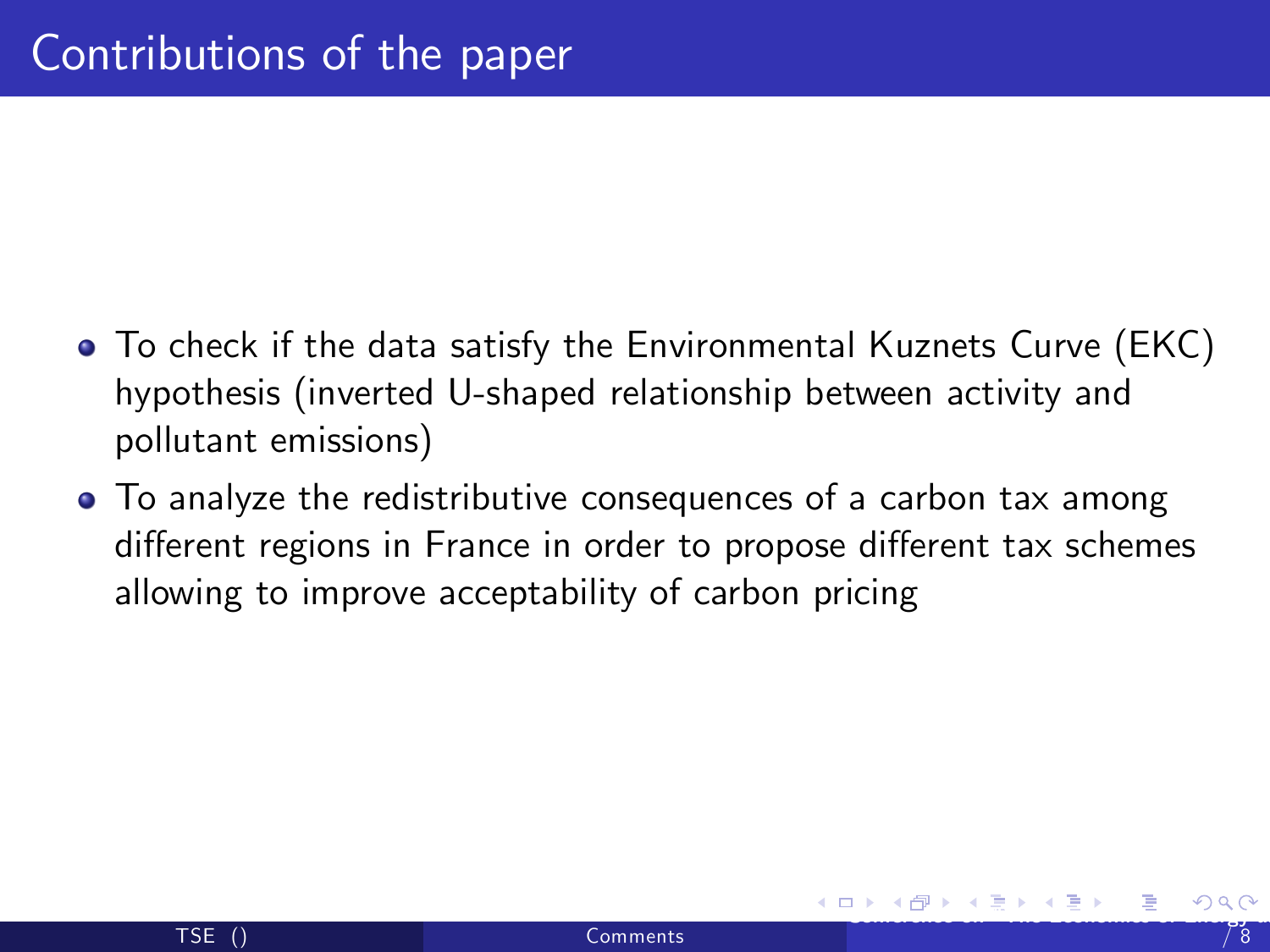# Contributions of the paper

- To check if the data satisfy the Environmental Kuznets Curve (EKC) hypothesis (inverted U-shaped relationship between activity and pollutant emissions)
- To analyze the redistributive consequences of a carbon tax among different regions in France in order to propose different tax schemes allowing to improve acceptability of carbon pricing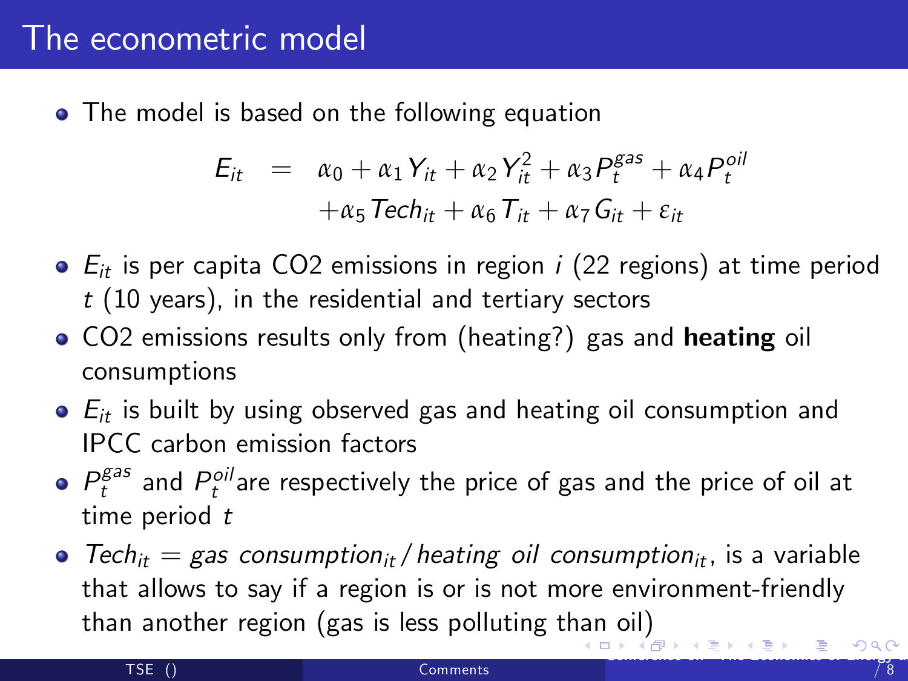# The econometric model

- The model is based on the following equation

$$
\begin{aligned}
E_{it} &= \alpha_0 + \alpha_1 Y_{it} + \alpha_2 Y_{it}^2 + \alpha_3 P_t^{gas} + \alpha_4 P_t^{oil} \\
&\quad + \alpha_5 Tech_{it} + \alpha_6 T_{it} + \alpha_7 G_{it} + \varepsilon_{it}
\end{aligned}
$$

- $E_{it}$ is per capita CO2 emissions in region $i$ (22 regions) at time period $t$ (10 years), in the residential and tertiary sectors
- CO2 emissions results only from (heating?) gas and **heating** oil consumptions
- $E_{it}$ is built by using observed gas and heating oil consumption and IPCC carbon emission factors
- $P_t^{gas}$ and $P_t^{oil}$ are respectively the price of gas and the price of oil at time period $t$
- $Tech_{it} = gas\ consumption_{it} / heating\ oil\ consumption_{it}$, is a variable that allows to say if a region is or is not more environment-friendly than another region (gas is less polluting than oil)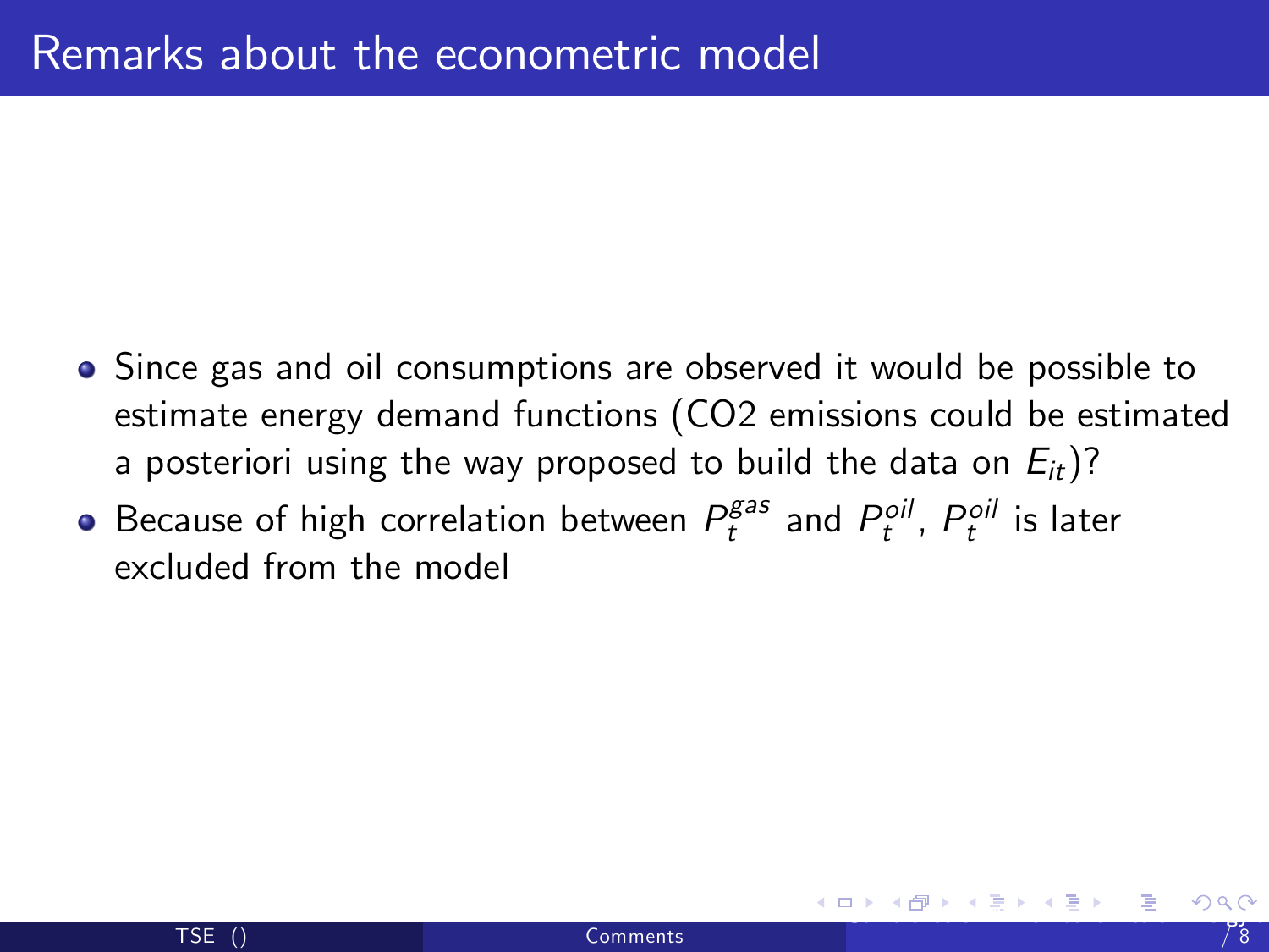# Remarks about the econometric model

- Since gas and oil consumptions are observed it would be possible to estimate energy demand functions (CO2 emissions could be estimated a posteriori using the way proposed to build the data on $E_{it}$)?
- Because of high correlation between $P_t^{gas}$ and $P_t^{oil}$, $P_t^{oil}$ is later excluded from the model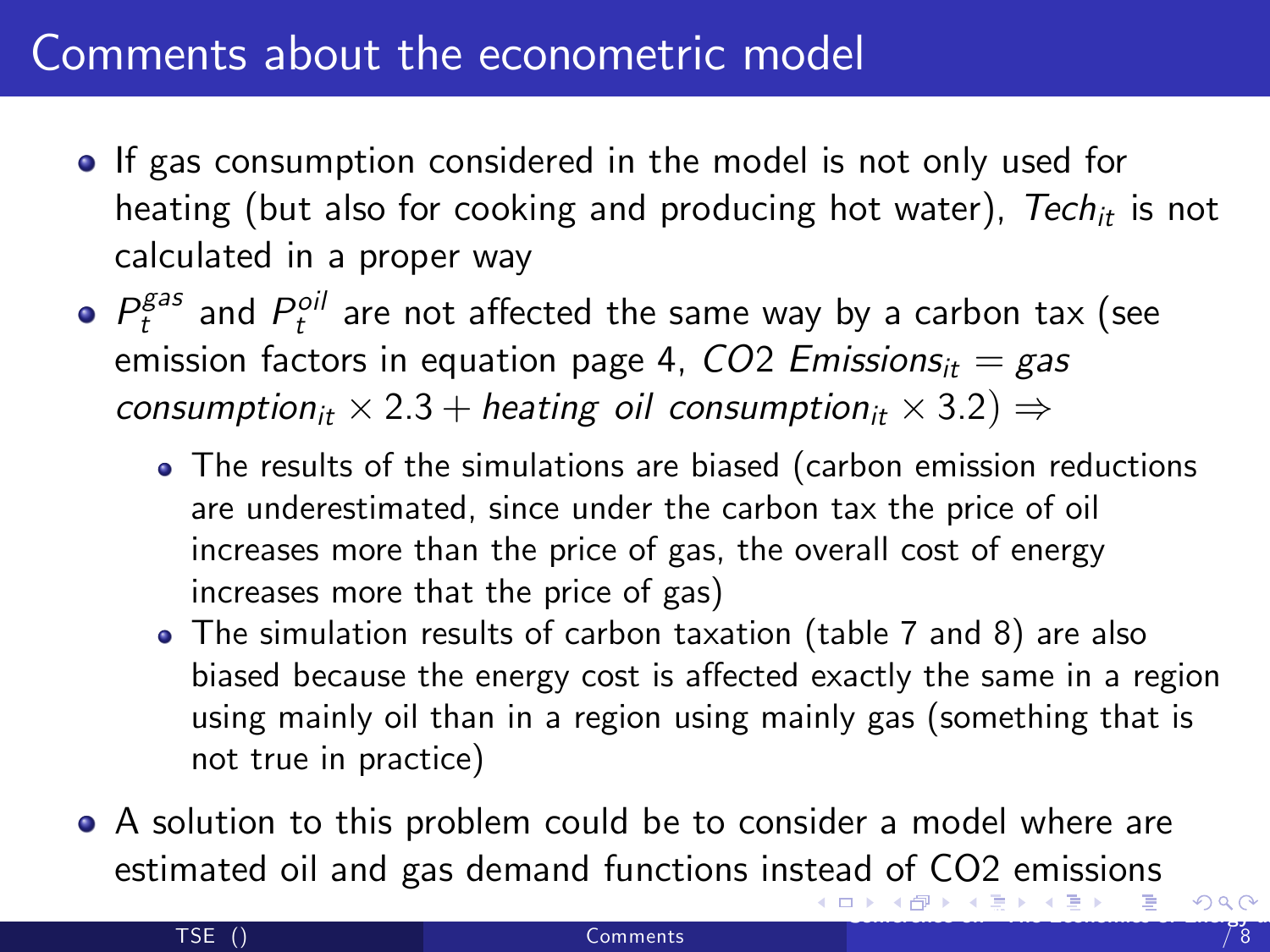# Comments about the econometric model

- If gas consumption considered in the model is not only used for heating (but also for cooking and producing hot water), $Tech_{it}$ is not calculated in a proper way
- $P_t^{gas}$ and $P_t^{oil}$ are not affected the same way by a carbon tax (see emission factors in equation page 4, $CO2\ Emissions_{it} = gas\ consumption_{it} \times 2.3 + heating\ oil\ consumption_{it} \times 3.2$) $\Rightarrow$
  - The results of the simulations are biased (carbon emission reductions are underestimated, since under the carbon tax the price of oil increases more than the price of gas, the overall cost of energy increases more that the price of gas)
  - The simulation results of carbon taxation (table 7 and 8) are also biased because the energy cost is affected exactly the same in a region using mainly oil than in a region using mainly gas (something that is not true in practice)
- A solution to this problem could be to consider a model where are estimated oil and gas demand functions instead of CO2 emissions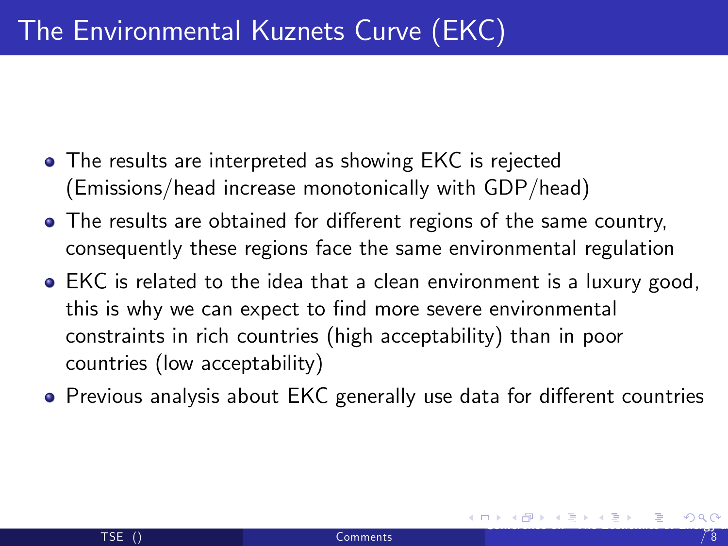# The Environmental Kuznets Curve (EKC)

- The results are interpreted as showing EKC is rejected (Emissions/head increase monotonically with GDP/head)
- The results are obtained for different regions of the same country, consequently these regions face the same environmental regulation
- EKC is related to the idea that a clean environment is a luxury good, this is why we can expect to find more severe environmental constraints in rich countries (high acceptability) than in poor countries (low acceptability)
- Previous analysis about EKC generally use data for different countries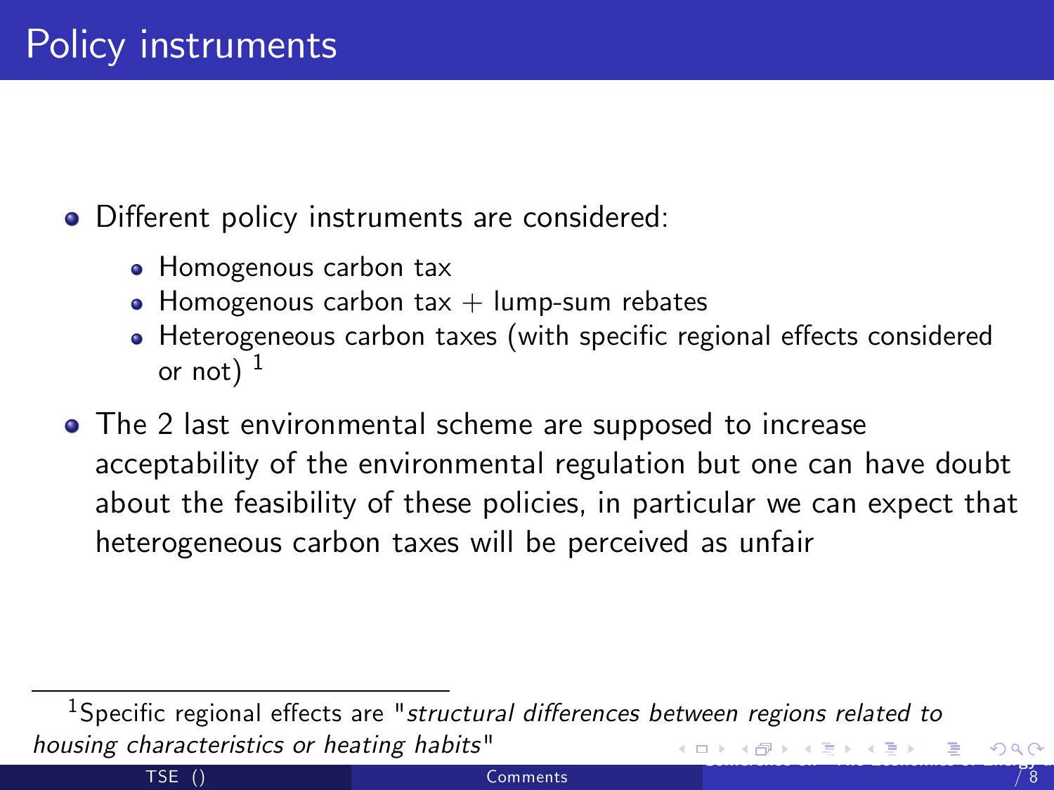# Policy instruments

- Different policy instruments are considered:
  - Homogenous carbon tax
  - Homogenous carbon tax + lump-sum rebates
  - Heterogeneous carbon taxes (with specific regional effects considered or not) [1]
- The 2 last environmental scheme are supposed to increase acceptability of the environmental regulation but one can have doubt about the feasibility of these policies, in particular we can expect that heterogeneous carbon taxes will be perceived as unfair

---

[1] Specific regional effects are "*structural differences between regions related to housing characteristics or heating habits*"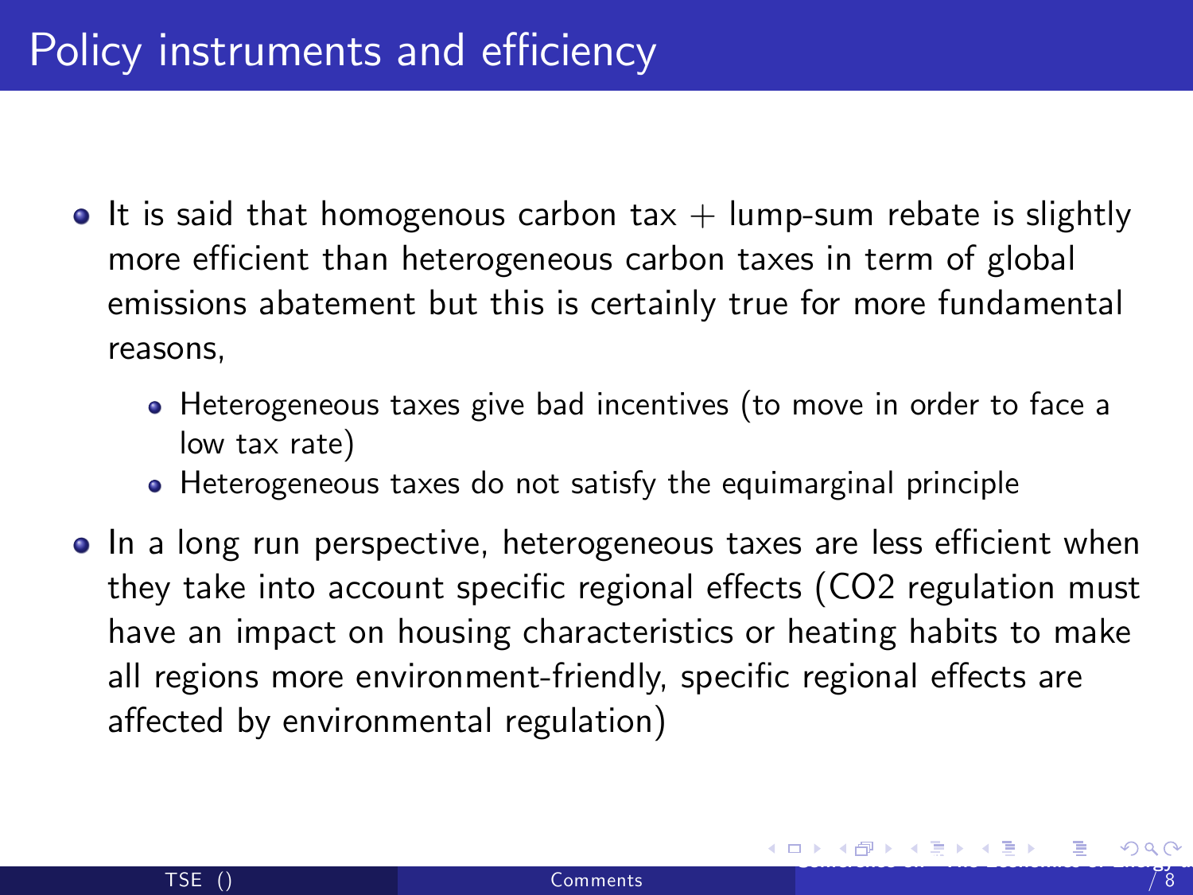# Policy instruments and efficiency

- It is said that homogenous carbon tax + lump-sum rebate is slightly more efficient than heterogeneous carbon taxes in term of global emissions abatement but this is certainly true for more fundamental reasons,
  - Heterogeneous taxes give bad incentives (to move in order to face a low tax rate)
  - Heterogeneous taxes do not satisfy the equimarginal principle
- In a long run perspective, heterogeneous taxes are less efficient when they take into account specific regional effects ($CO_2$ regulation must have an impact on housing characteristics or heating habits to make all regions more environment-friendly, specific regional effects are affected by environmental regulation)